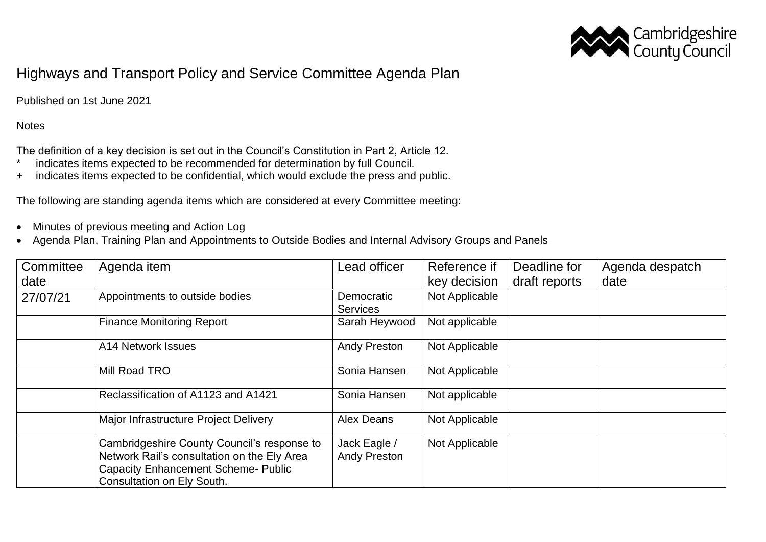# Highways and Transport Policy and Service Committee Agenda Plan

Published on 1st June 2021

Notes

The definition of a key decision is set out in the Council's Constitution in Part 2, Article 12.

- \* indicates items expected to be recommended for determination by full Council.
- \+ indicates items expected to be confidential, which would exclude the press and public.

The following are standing agenda items which are considered at every Committee meeting:

- Minutes of previous meeting and Action Log
- Agenda Plan, Training Plan and Appointments to Outside Bodies and Internal Advisory Groups and Panels

| Committee date | Agenda item | Lead officer | Reference if key decision | Deadline for draft reports | Agenda despatch date |
|---|---|---|---|---|---|
| 27/07/21 | Appointments to outside bodies | Democratic Services | Not Applicable | | |
| | Finance Monitoring Report | Sarah Heywood | Not applicable | | |
| | A14 Network Issues | Andy Preston | Not Applicable | | |
| | Mill Road TRO | Sonia Hansen | Not Applicable | | |
| | Reclassification of A1123 and A1421 | Sonia Hansen | Not applicable | | |
| | Major Infrastructure Project Delivery | Alex Deans | Not Applicable | | |
| | Cambridgeshire County Council's response to Network Rail's consultation on the Ely Area Capacity Enhancement Scheme- Public Consultation on Ely South. | Jack Eagle / Andy Preston | Not Applicable | | |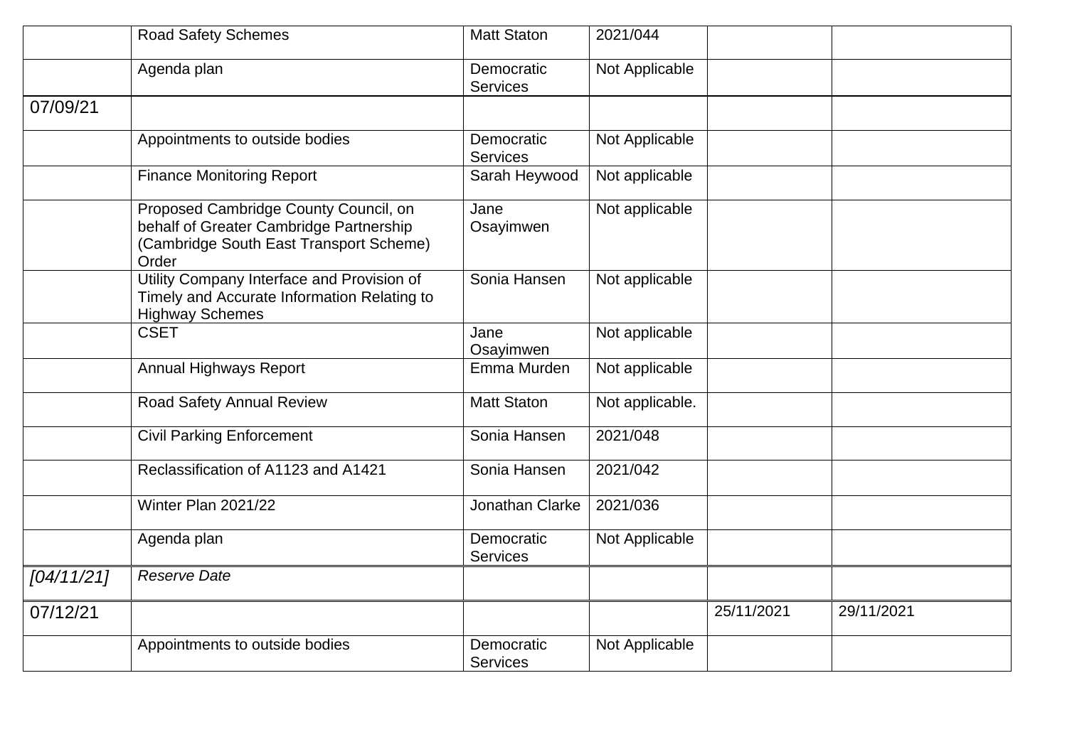| | | | | | |
|---|---|---|---|---|---|
| | Road Safety Schemes | Matt Staton | 2021/044 | | |
| | Agenda plan | Democratic Services | Not Applicable | | |
| 07/09/21 | | | | | |
| | Appointments to outside bodies | Democratic Services | Not Applicable | | |
| | Finance Monitoring Report | Sarah Heywood | Not applicable | | |
| | Proposed Cambridge County Council, on behalf of Greater Cambridge Partnership (Cambridge South East Transport Scheme) Order | Jane Osayimwen | Not applicable | | |
| | Utility Company Interface and Provision of Timely and Accurate Information Relating to Highway Schemes | Sonia Hansen | Not applicable | | |
| | CSET | Jane Osayimwen | Not applicable | | |
| | Annual Highways Report | Emma Murden | Not applicable | | |
| | Road Safety Annual Review | Matt Staton | Not applicable. | | |
| | Civil Parking Enforcement | Sonia Hansen | 2021/048 | | |
| | Reclassification of A1123 and A1421 | Sonia Hansen | 2021/042 | | |
| | Winter Plan 2021/22 | Jonathan Clarke | 2021/036 | | |
| | Agenda plan | Democratic Services | Not Applicable | | |
| *[04/11/21]* | *Reserve Date* | | | | |
| 07/12/21 | | | | 25/11/2021 | 29/11/2021 |
| | Appointments to outside bodies | Democratic Services | Not Applicable | | |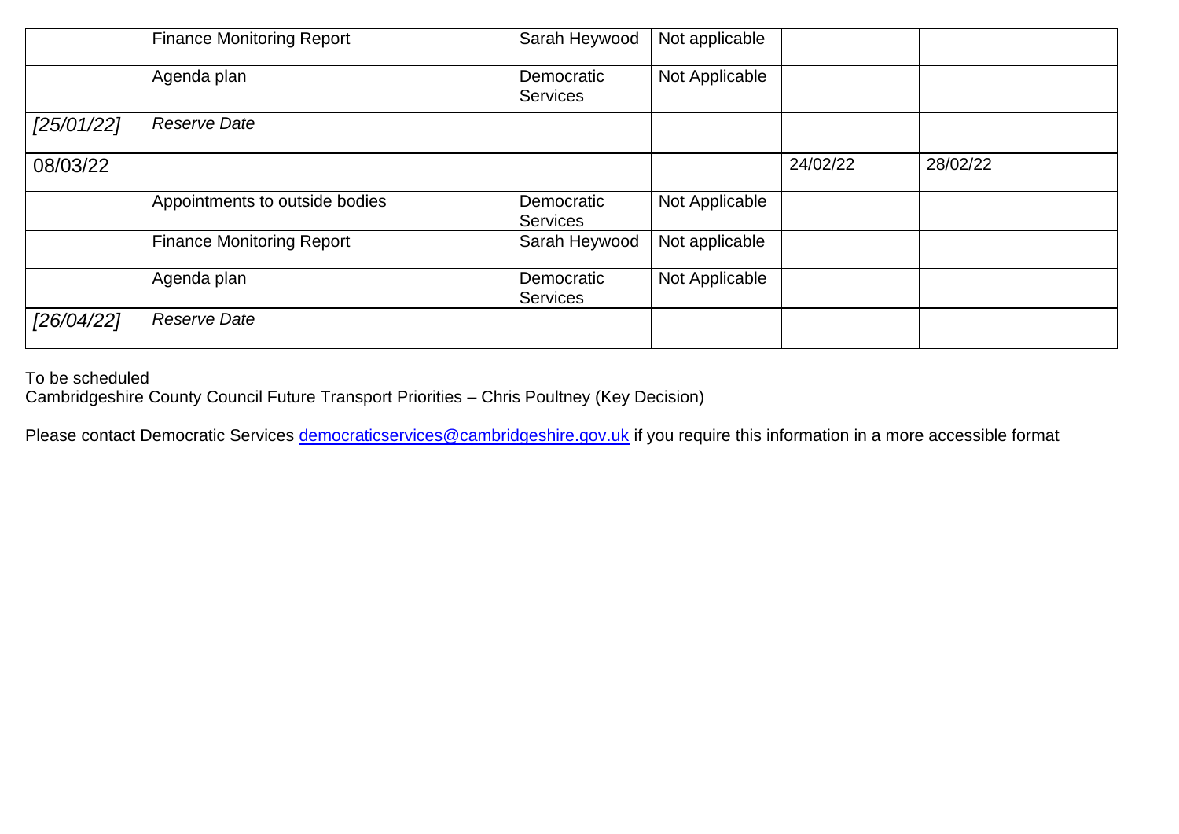| | | | | | |
|---|---|---|---|---|---|
| | Finance Monitoring Report | Sarah Heywood | Not applicable | | |
| | Agenda plan | Democratic Services | Not Applicable | | |
| *[25/01/22]* | *Reserve Date* | | | | |
| 08/03/22 | | | | 24/02/22 | 28/02/22 |
| | Appointments to outside bodies | Democratic Services | Not Applicable | | |
| | Finance Monitoring Report | Sarah Heywood | Not applicable | | |
| | Agenda plan | Democratic Services | Not Applicable | | |
| *[26/04/22]* | *Reserve Date* | | | | |

To be scheduled
Cambridgeshire County Council Future Transport Priorities – Chris Poultney (Key Decision)

Please contact Democratic Services [democraticservices@cambridgeshire.gov.uk](mailto:democraticservices@cambridgeshire.gov.uk) if you require this information in a more accessible format